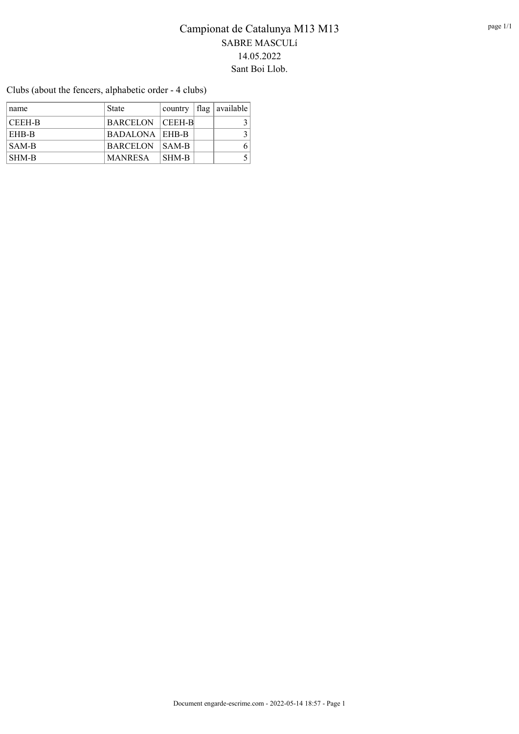# Campionat de Catalunya M13 M13

SABRE MASCULí

14.05.2022

Sant Boi Llob.

Clubs (about the fencers, alphabetic order - 4 clubs)

| name | State | country | flag | available |
|---|---|---|---|---|
| CEEH-B | BARCELON | CEEH-B | | 3 |
| EHB-B | BADALONA | EHB-B | | 3 |
| SAM-B | BARCELON | SAM-B | | 6 |
| SHM-B | MANRESA | SHM-B | | 5 |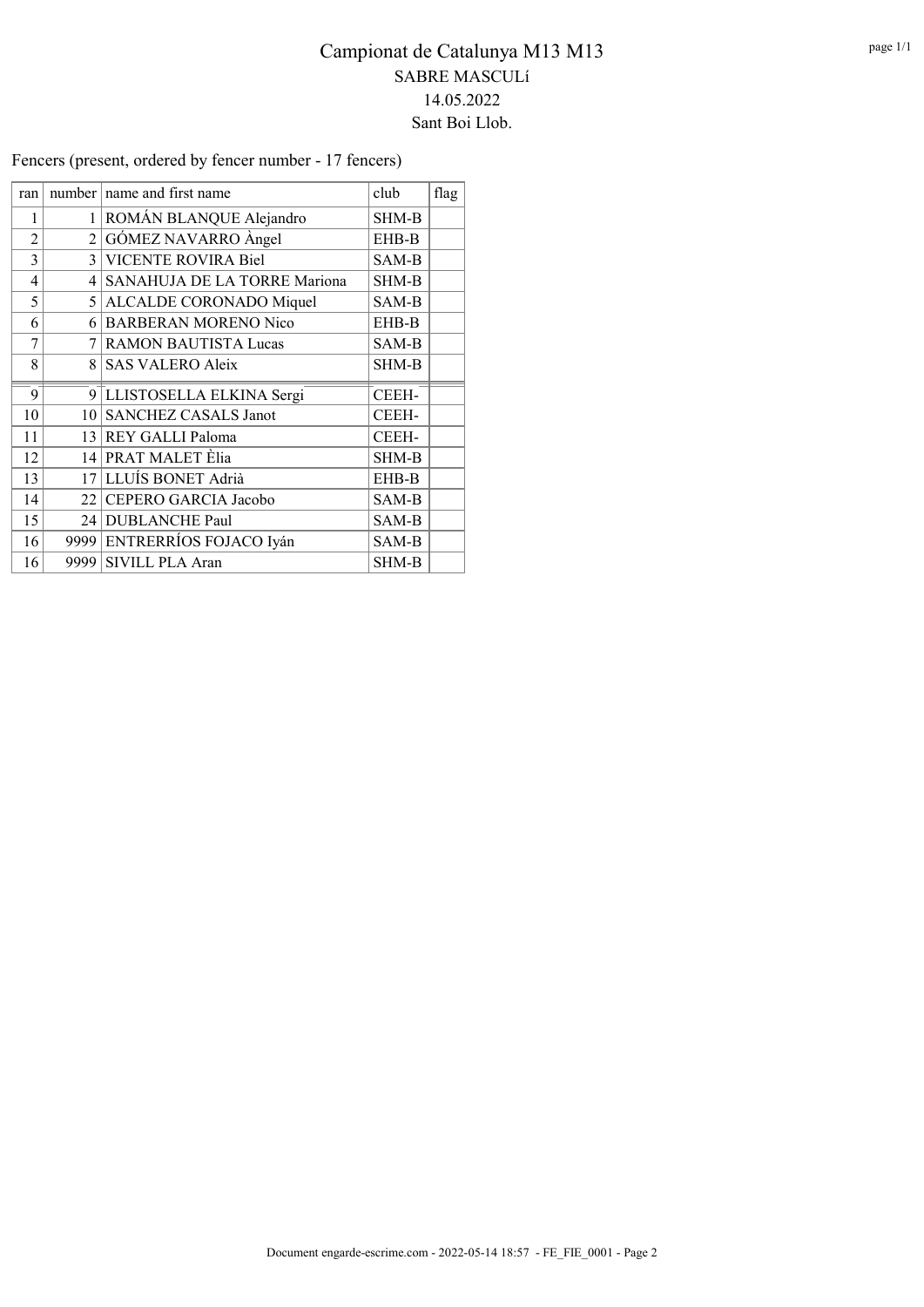# Campionat de Catalunya M13 M13

## SABRE MASCULí

14.05.2022

Sant Boi Llob.

Fencers (present, ordered by fencer number - 17 fencers)

| ran | number | name and first name | club | flag |
|---|---|---|---|---|
| 1 | 1 | ROMÁN BLANQUE Alejandro | SHM-B | |
| 2 | 2 | GÓMEZ NAVARRO Àngel | EHB-B | |
| 3 | 3 | VICENTE ROVIRA Biel | SAM-B | |
| 4 | 4 | SANAHUJA DE LA TORRE Mariona | SHM-B | |
| 5 | 5 | ALCALDE CORONADO Miquel | SAM-B | |
| 6 | 6 | BARBERAN MORENO Nico | EHB-B | |
| 7 | 7 | RAMON BAUTISTA Lucas | SAM-B | |
| 8 | 8 | SAS VALERO Aleix | SHM-B | |
| 9 | 9 | LLISTOSELLA ELKINA Sergi | CEEH- | |
| 10 | 10 | SANCHEZ CASALS Janot | CEEH- | |
| 11 | 13 | REY GALLI Paloma | CEEH- | |
| 12 | 14 | PRAT MALET Èlia | SHM-B | |
| 13 | 17 | LLUÍS BONET Adrià | EHB-B | |
| 14 | 22 | CEPERO GARCIA Jacobo | SAM-B | |
| 15 | 24 | DUBLANCHE Paul | SAM-B | |
| 16 | 9999 | ENTRERRÍOS FOJACO Iyán | SAM-B | |
| 16 | 9999 | SIVILL PLA Aran | SHM-B | |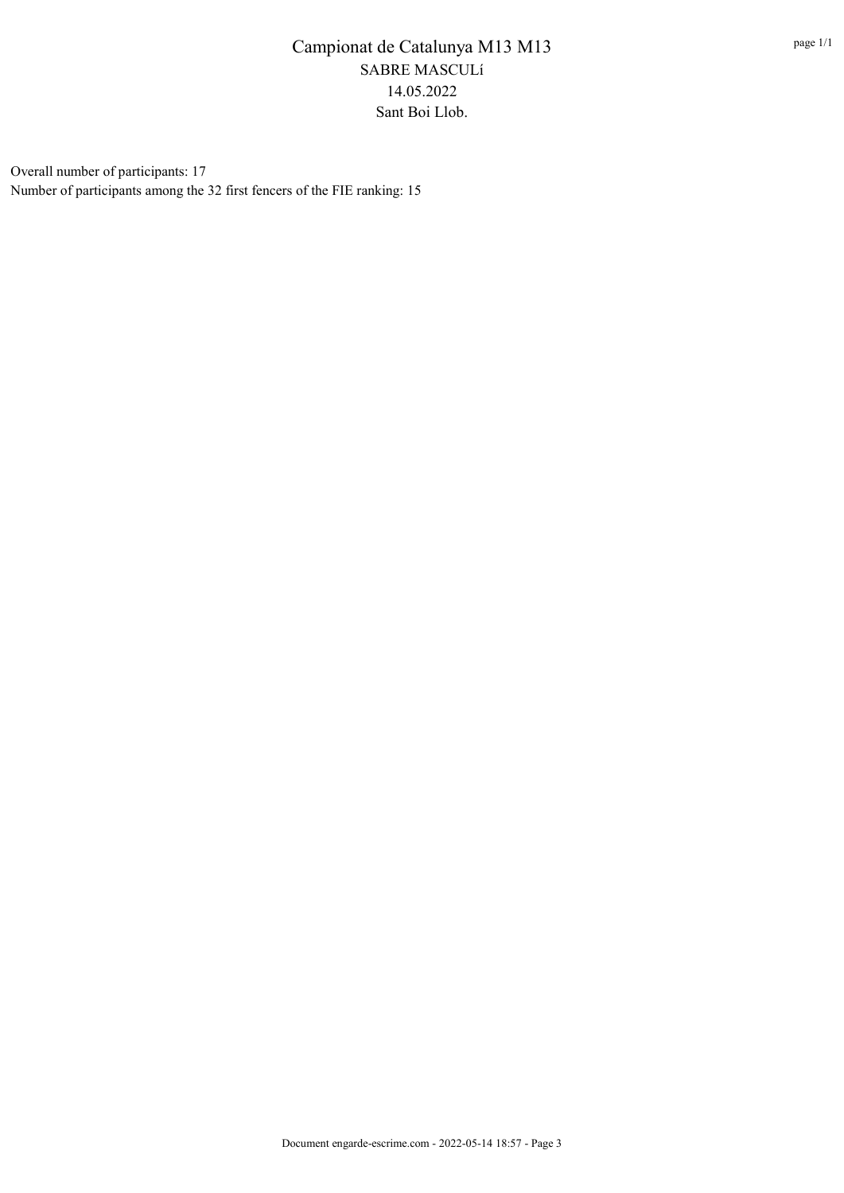# Campionat de Catalunya M13 M13

SABRE MASCULí

14.05.2022

Sant Boi Llob.

Overall number of participants: 17

Number of participants among the 32 first fencers of the FIE ranking: 15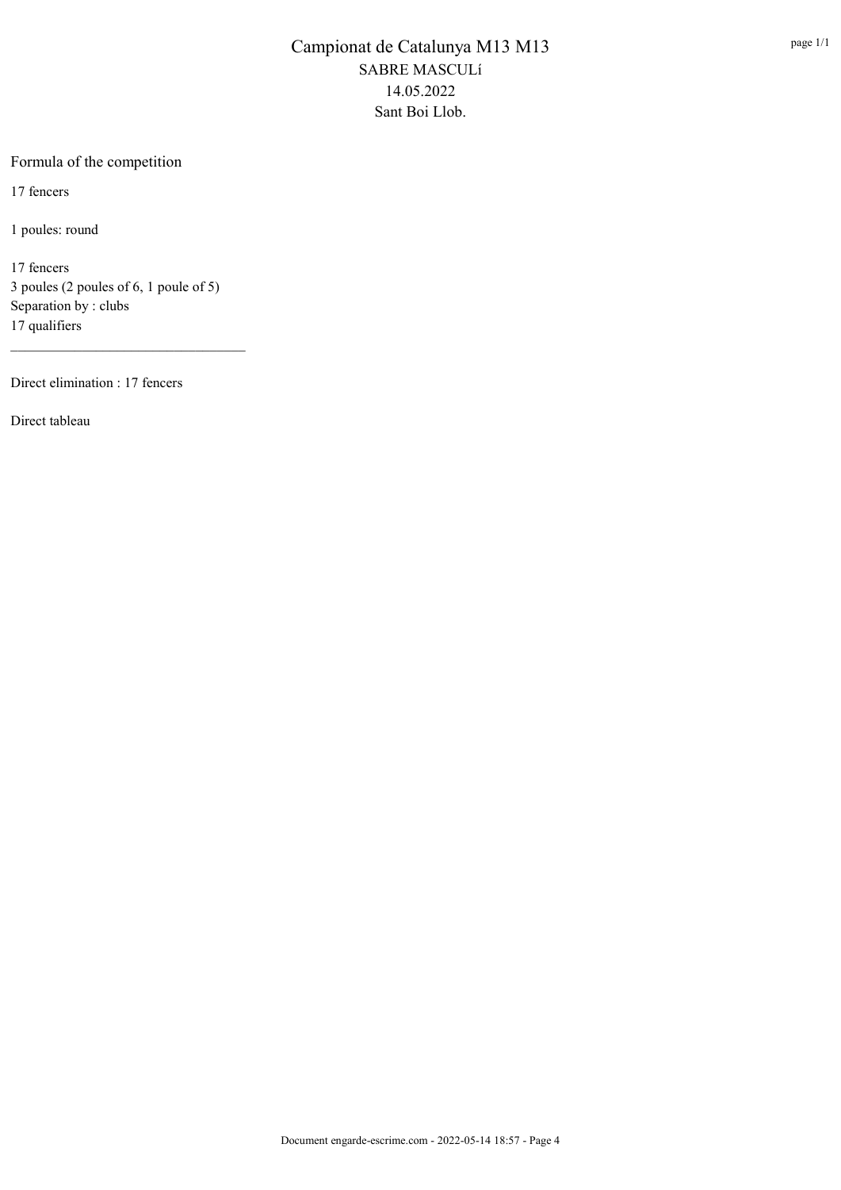# Campionat de Catalunya M13 M13

SABRE MASCULí

14.05.2022

Sant Boi Llob.

## Formula of the competition

17 fencers

1 poules: round

17 fencers
3 poules (2 poules of 6, 1 poule of 5)
Separation by : clubs
17 qualifiers

---

Direct elimination : 17 fencers

Direct tableau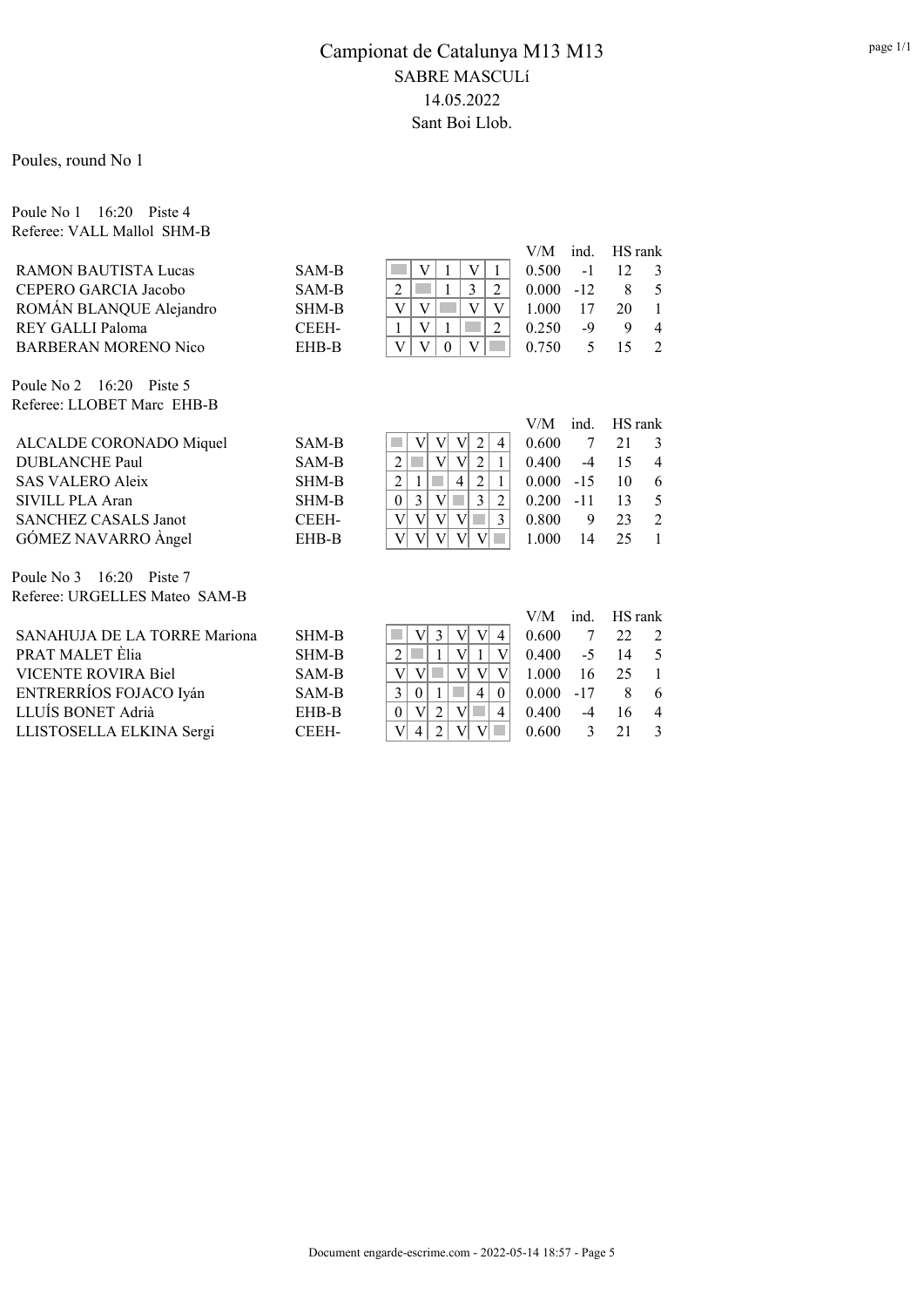# Campionat de Catalunya M13 M13

## SABRE MASCULí

14.05.2022

Sant Boi Llob.

Poules, round No 1

### Poule No 1 16:20 Piste 4

Referee: VALL Mallol SHM-B

| Name | Club | 1 | 2 | 3 | 4 | 5 | V/M | ind. | HS | rank |
|---|---|---|---|---|---|---|---|---|---|---|
| RAMON BAUTISTA Lucas | SAM-B | | V | 1 | V | 1 | 0.500 | -1 | 12 | 3 |
| CEPERO GARCIA Jacobo | SAM-B | 2 | | 1 | 3 | 2 | 0.000 | -12 | 8 | 5 |
| ROMÁN BLANQUE Alejandro | SHM-B | V | V | | V | V | 1.000 | 17 | 20 | 1 |
| REY GALLI Paloma | CEEH- | 1 | V | 1 | | 2 | 0.250 | -9 | 9 | 4 |
| BARBERAN MORENO Nico | EHB-B | V | V | 0 | V | | 0.750 | 5 | 15 | 2 |

### Poule No 2 16:20 Piste 5

Referee: LLOBET Marc EHB-B

| Name | Club | 1 | 2 | 3 | 4 | 5 | 6 | V/M | ind. | HS | rank |
|---|---|---|---|---|---|---|---|---|---|---|---|
| ALCALDE CORONADO Miquel | SAM-B | | V | V | V | 2 | 4 | 0.600 | 7 | 21 | 3 |
| DUBLANCHE Paul | SAM-B | 2 | | V | V | 2 | 1 | 0.400 | -4 | 15 | 4 |
| SAS VALERO Aleix | SHM-B | 2 | 1 | | 4 | 2 | 1 | 0.000 | -15 | 10 | 6 |
| SIVILL PLA Aran | SHM-B | 0 | 3 | V | | 3 | 2 | 0.200 | -11 | 13 | 5 |
| SANCHEZ CASALS Janot | CEEH- | V | V | V | V | | 3 | 0.800 | 9 | 23 | 2 |
| GÓMEZ NAVARRO Àngel | EHB-B | V | V | V | V | V | | 1.000 | 14 | 25 | 1 |

### Poule No 3 16:20 Piste 7

Referee: URGELLES Mateo SAM-B

| Name | Club | 1 | 2 | 3 | 4 | 5 | 6 | V/M | ind. | HS | rank |
|---|---|---|---|---|---|---|---|---|---|---|---|
| SANAHUJA DE LA TORRE Mariona | SHM-B | | V | 3 | V | V | 4 | 0.600 | 7 | 22 | 2 |
| PRAT MALET Èlia | SHM-B | 2 | | 1 | V | 1 | V | 0.400 | -5 | 14 | 5 |
| VICENTE ROVIRA Biel | SAM-B | V | V | | V | V | V | 1.000 | 16 | 25 | 1 |
| ENTRERRÍOS FOJACO Iyán | SAM-B | 3 | 0 | 1 | | 4 | 0 | 0.000 | -17 | 8 | 6 |
| LLUÍS BONET Adrià | EHB-B | 0 | V | 2 | V | | 4 | 0.400 | -4 | 16 | 4 |
| LLISTOSELLA ELKINA Sergi | CEEH- | V | 4 | 2 | V | V | | 0.600 | 3 | 21 | 3 |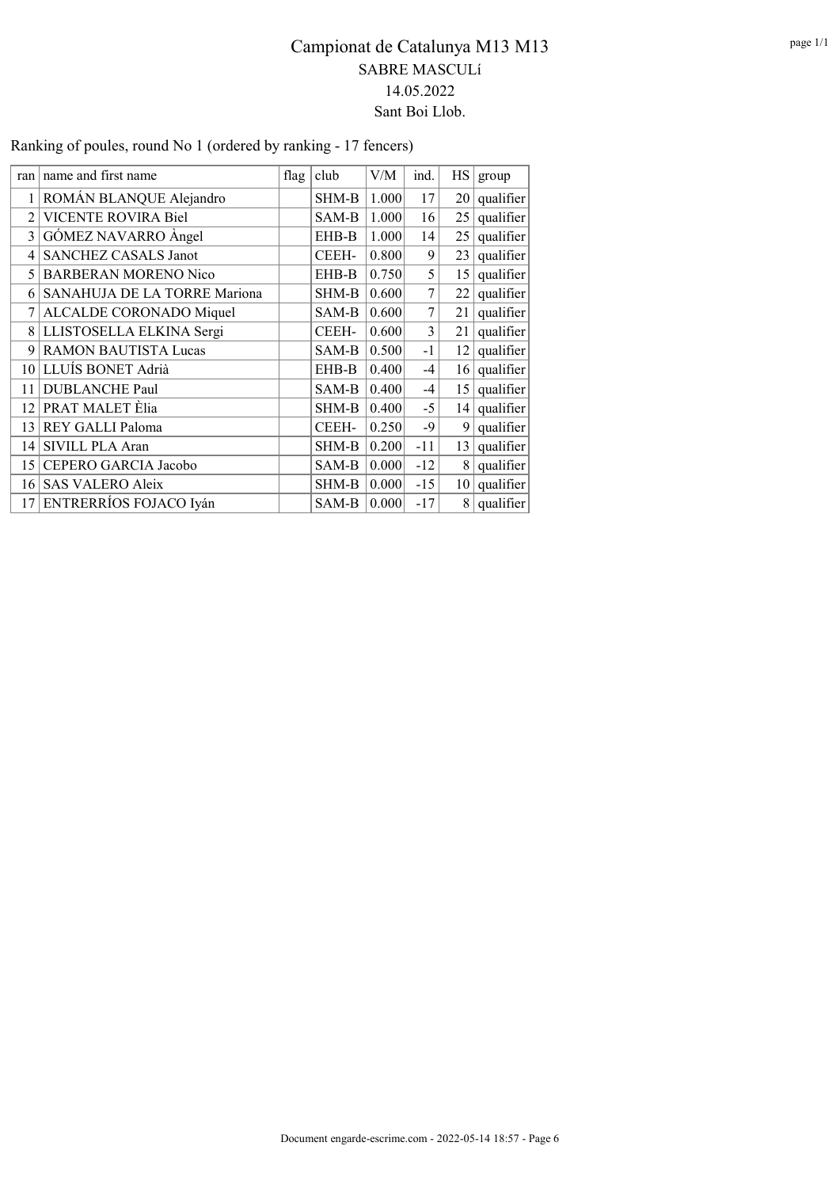# Campionat de Catalunya M13 M13

## SABRE MASCULí

14.05.2022

Sant Boi Llob.

Ranking of poules, round No 1 (ordered by ranking - 17 fencers)

| ran | name and first name | flag | club | V/M | ind. | HS | group |
|---|---|---|---|---|---|---|---|
| 1 | ROMÁN BLANQUE Alejandro | | SHM-B | 1.000 | 17 | 20 | qualifier |
| 2 | VICENTE ROVIRA Biel | | SAM-B | 1.000 | 16 | 25 | qualifier |
| 3 | GÓMEZ NAVARRO Àngel | | EHB-B | 1.000 | 14 | 25 | qualifier |
| 4 | SANCHEZ CASALS Janot | | CEEH- | 0.800 | 9 | 23 | qualifier |
| 5 | BARBERAN MORENO Nico | | EHB-B | 0.750 | 5 | 15 | qualifier |
| 6 | SANAHUJA DE LA TORRE Mariona | | SHM-B | 0.600 | 7 | 22 | qualifier |
| 7 | ALCALDE CORONADO Miquel | | SAM-B | 0.600 | 7 | 21 | qualifier |
| 8 | LLISTOSELLA ELKINA Sergi | | CEEH- | 0.600 | 3 | 21 | qualifier |
| 9 | RAMON BAUTISTA Lucas | | SAM-B | 0.500 | -1 | 12 | qualifier |
| 10 | LLUÍS BONET Adrià | | EHB-B | 0.400 | -4 | 16 | qualifier |
| 11 | DUBLANCHE Paul | | SAM-B | 0.400 | -4 | 15 | qualifier |
| 12 | PRAT MALET Èlia | | SHM-B | 0.400 | -5 | 14 | qualifier |
| 13 | REY GALLI Paloma | | CEEH- | 0.250 | -9 | 9 | qualifier |
| 14 | SIVILL PLA Aran | | SHM-B | 0.200 | -11 | 13 | qualifier |
| 15 | CEPERO GARCIA Jacobo | | SAM-B | 0.000 | -12 | 8 | qualifier |
| 16 | SAS VALERO Aleix | | SHM-B | 0.000 | -15 | 10 | qualifier |
| 17 | ENTRERRÍOS FOJACO Iyán | | SAM-B | 0.000 | -17 | 8 | qualifier |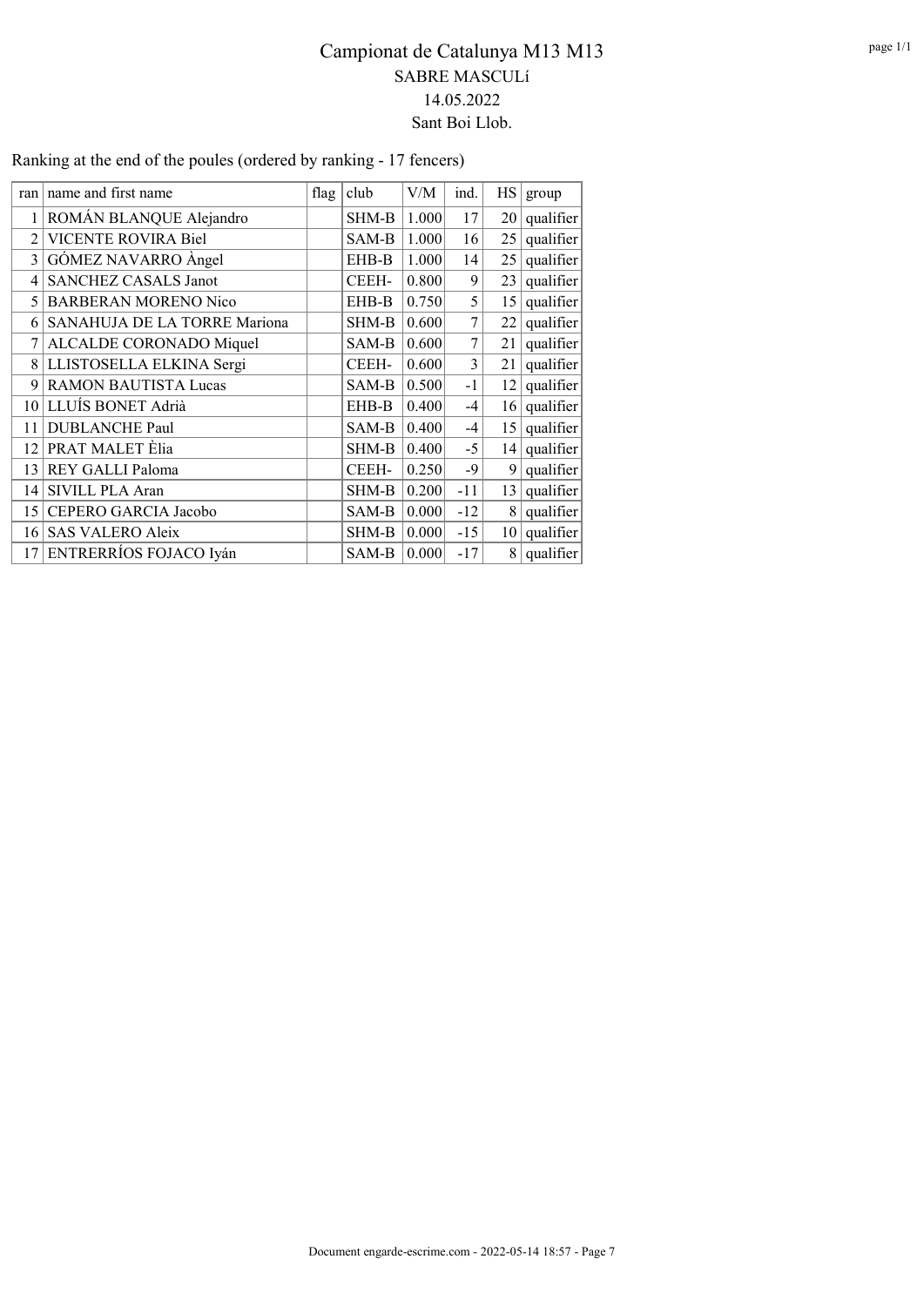# Campionat de Catalunya M13 M13

## SABRE MASCULí

14.05.2022

Sant Boi Llob.

Ranking at the end of the poules (ordered by ranking - 17 fencers)

| ran | name and first name | flag | club | V/M | ind. | HS | group |
|---|---|---|---|---|---|---|---|
| 1 | ROMÁN BLANQUE Alejandro | | SHM-B | 1.000 | 17 | 20 | qualifier |
| 2 | VICENTE ROVIRA Biel | | SAM-B | 1.000 | 16 | 25 | qualifier |
| 3 | GÓMEZ NAVARRO Àngel | | EHB-B | 1.000 | 14 | 25 | qualifier |
| 4 | SANCHEZ CASALS Janot | | CEEH- | 0.800 | 9 | 23 | qualifier |
| 5 | BARBERAN MORENO Nico | | EHB-B | 0.750 | 5 | 15 | qualifier |
| 6 | SANAHUJA DE LA TORRE Mariona | | SHM-B | 0.600 | 7 | 22 | qualifier |
| 7 | ALCALDE CORONADO Miquel | | SAM-B | 0.600 | 7 | 21 | qualifier |
| 8 | LLISTOSELLA ELKINA Sergi | | CEEH- | 0.600 | 3 | 21 | qualifier |
| 9 | RAMON BAUTISTA Lucas | | SAM-B | 0.500 | -1 | 12 | qualifier |
| 10 | LLUÍS BONET Adrià | | EHB-B | 0.400 | -4 | 16 | qualifier |
| 11 | DUBLANCHE Paul | | SAM-B | 0.400 | -4 | 15 | qualifier |
| 12 | PRAT MALET Èlia | | SHM-B | 0.400 | -5 | 14 | qualifier |
| 13 | REY GALLI Paloma | | CEEH- | 0.250 | -9 | 9 | qualifier |
| 14 | SIVILL PLA Aran | | SHM-B | 0.200 | -11 | 13 | qualifier |
| 15 | CEPERO GARCIA Jacobo | | SAM-B | 0.000 | -12 | 8 | qualifier |
| 16 | SAS VALERO Aleix | | SHM-B | 0.000 | -15 | 10 | qualifier |
| 17 | ENTRERRÍOS FOJACO Iyán | | SAM-B | 0.000 | -17 | 8 | qualifier |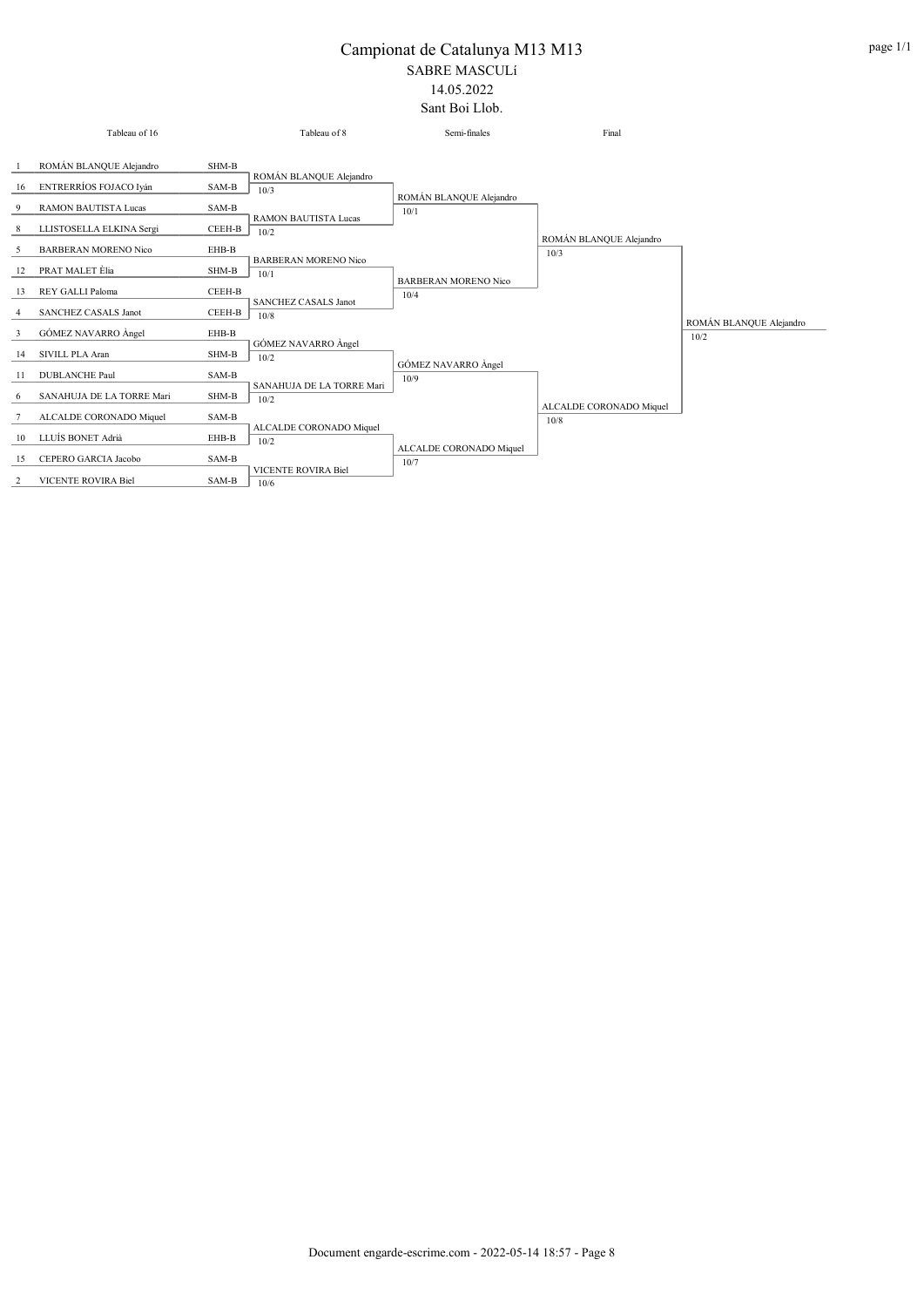# Campionat de Catalunya M13 M13

SABRE MASCULí

14.05.2022

Sant Boi Llob.

| Tableau of 16 | | | Tableau of 8 | Semi-finales | Final | |
|---|---|---|---|---|---|---|
| 1 | ROMÁN BLANQUE Alejandro | SHM-B | ROMÁN BLANQUE Alejandro 10/3 | ROMÁN BLANQUE Alejandro 10/1 | ROMÁN BLANQUE Alejandro 10/3 | ROMÁN BLANQUE Alejandro 10/2 |
| 16 | ENTRERRÍOS FOJACO Iyán | SAM-B | | | | |
| 9 | RAMON BAUTISTA Lucas | SAM-B | RAMON BAUTISTA Lucas 10/2 | | | |
| 8 | LLISTOSELLA ELKINA Sergi | CEEH-B | | | | |
| 5 | BARBERAN MORENO Nico | EHB-B | BARBERAN MORENO Nico 10/1 | BARBERAN MORENO Nico 10/4 | | |
| 12 | PRAT MALET Èlia | SHM-B | | | | |
| 13 | REY GALLI Paloma | CEEH-B | SANCHEZ CASALS Janot 10/8 | | | |
| 4 | SANCHEZ CASALS Janot | CEEH-B | | | | |
| 3 | GÓMEZ NAVARRO Àngel | EHB-B | GÓMEZ NAVARRO Àngel 10/2 | GÓMEZ NAVARRO Àngel 10/9 | ALCALDE CORONADO Miquel 10/8 | |
| 14 | SIVILL PLA Aran | SHM-B | | | | |
| 11 | DUBLANCHE Paul | SAM-B | SANAHUJA DE LA TORRE Mari 10/2 | | | |
| 6 | SANAHUJA DE LA TORRE Mari | SHM-B | | | | |
| 7 | ALCALDE CORONADO Miquel | SAM-B | ALCALDE CORONADO Miquel 10/2 | ALCALDE CORONADO Miquel 10/7 | | |
| 10 | LLUÍS BONET Adrià | EHB-B | | | | |
| 15 | CEPERO GARCIA Jacobo | SAM-B | VICENTE ROVIRA Biel 10/6 | | | |
| 2 | VICENTE ROVIRA Biel | SAM-B | | | | |

Document engarde-escrime.com - 2022-05-14 18:57 - Page 8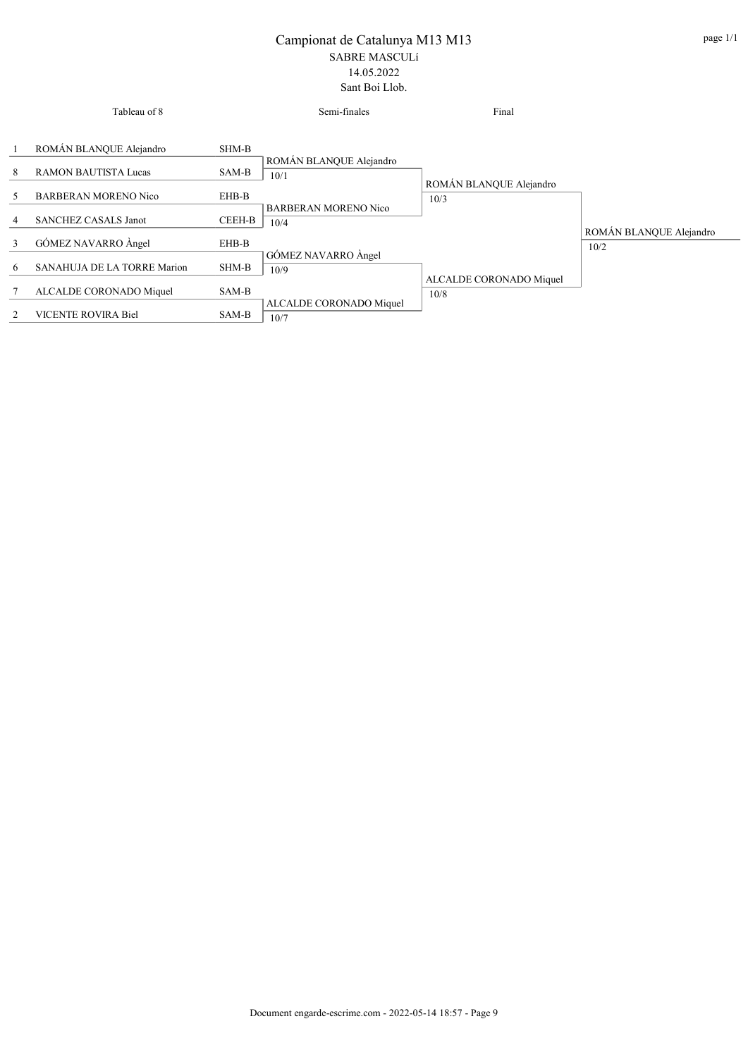# Campionat de Catalunya M13 M13

SABRE MASCULí

14.05.2022

Sant Boi Llob.

| Seed | Tableau of 8 | Club | Semi-finales | Final | Winner |
|---|---|---|---|---|---|
| 1 | ROMÁN BLANQUE Alejandro | SHM-B | ROMÁN BLANQUE Alejandro 10/1 | ROMÁN BLANQUE Alejandro 10/3 | ROMÁN BLANQUE Alejandro 10/2 |
| 8 | RAMON BAUTISTA Lucas | SAM-B | | | |
| 5 | BARBERAN MORENO Nico | EHB-B | BARBERAN MORENO Nico 10/4 | | |
| 4 | SANCHEZ CASALS Janot | CEEH-B | | | |
| 3 | GÓMEZ NAVARRO Àngel | EHB-B | GÓMEZ NAVARRO Àngel 10/9 | ALCALDE CORONADO Miquel 10/8 | |
| 6 | SANAHUJA DE LA TORRE Marion | SHM-B | | | |
| 7 | ALCALDE CORONADO Miquel | SAM-B | ALCALDE CORONADO Miquel 10/7 | | |
| 2 | VICENTE ROVIRA Biel | SAM-B | | | |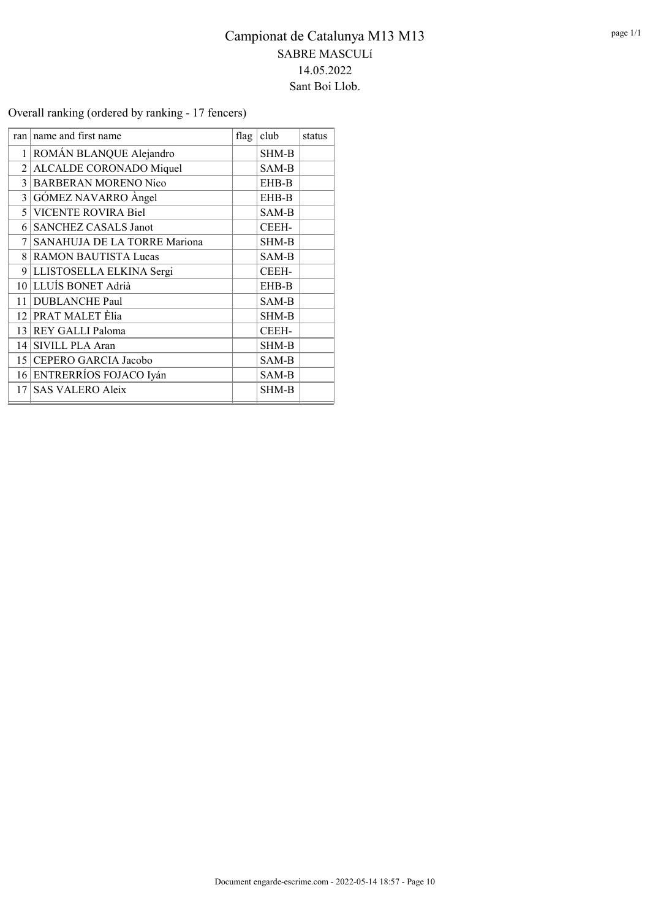# Campionat de Catalunya M13 M13

SABRE MASCULí

14.05.2022

Sant Boi Llob.

Overall ranking (ordered by ranking - 17 fencers)

| ran | name and first name | flag | club | status |
|---|---|---|---|---|
| 1 | ROMÁN BLANQUE Alejandro | | SHM-B | |
| 2 | ALCALDE CORONADO Miquel | | SAM-B | |
| 3 | BARBERAN MORENO Nico | | EHB-B | |
| 3 | GÓMEZ NAVARRO Àngel | | EHB-B | |
| 5 | VICENTE ROVIRA Biel | | SAM-B | |
| 6 | SANCHEZ CASALS Janot | | CEEH- | |
| 7 | SANAHUJA DE LA TORRE Mariona | | SHM-B | |
| 8 | RAMON BAUTISTA Lucas | | SAM-B | |
| 9 | LLISTOSELLA ELKINA Sergi | | CEEH- | |
| 10 | LLUÍS BONET Adrià | | EHB-B | |
| 11 | DUBLANCHE Paul | | SAM-B | |
| 12 | PRAT MALET Èlia | | SHM-B | |
| 13 | REY GALLI Paloma | | CEEH- | |
| 14 | SIVILL PLA Aran | | SHM-B | |
| 15 | CEPERO GARCIA Jacobo | | SAM-B | |
| 16 | ENTRERRÍOS FOJACO Iyán | | SAM-B | |
| 17 | SAS VALERO Aleix | | SHM-B | |

Document engarde-escrime.com - 2022-05-14 18:57 - Page 10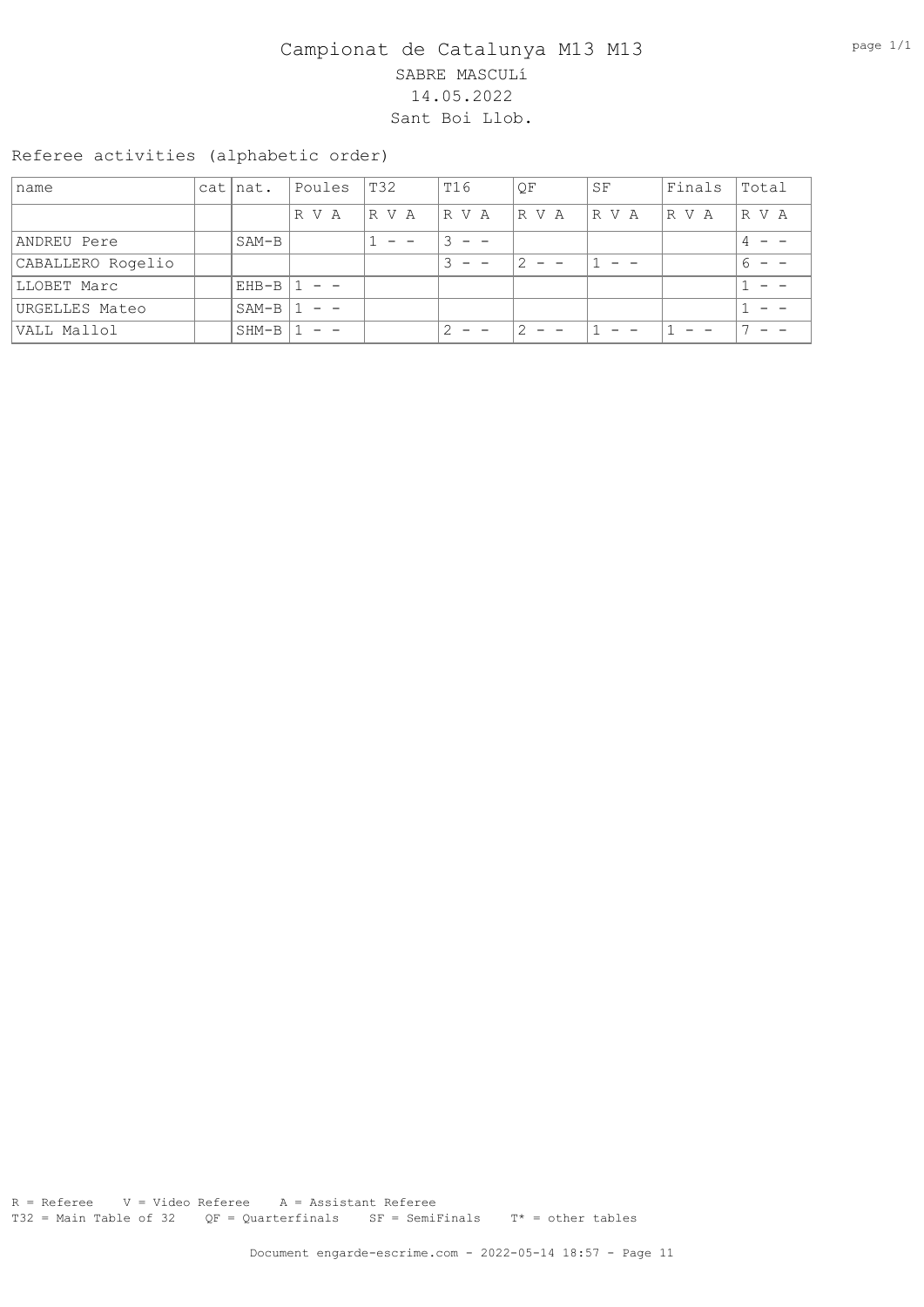# Campionat de Catalunya M13 M13

SABRE MASCULí

14.05.2022

Sant Boi Llob.

Referee activities (alphabetic order)

| name | cat | nat. | Poules | T32 | T16 | QF | SF | Finals | Total |
|---|---|---|---|---|---|---|---|---|---|
| | | | R V A | R V A | R V A | R V A | R V A | R V A | R V A |
| ANDREU Pere | | SAM-B | | 1 - - | 3 - - | | | | 4 - - |
| CABALLERO Rogelio | | | | | 3 - - | 2 - - | 1 - - | | 6 - - |
| LLOBET Marc | | EHB-B | 1 - - | | | | | | 1 - - |
| URGELLES Mateo | | SAM-B | 1 - - | | | | | | 1 - - |
| VALL Mallol | | SHM-B | 1 - - | | 2 - - | 2 - - | 1 - - | 1 - - | 7 - - |

R = Referee    V = Video Referee    A = Assistant Referee

T32 = Main Table of 32    QF = Quarterfinals    SF = SemiFinals    T* = other tables

Document engarde-escrime.com - 2022-05-14 18:57 - Page 11